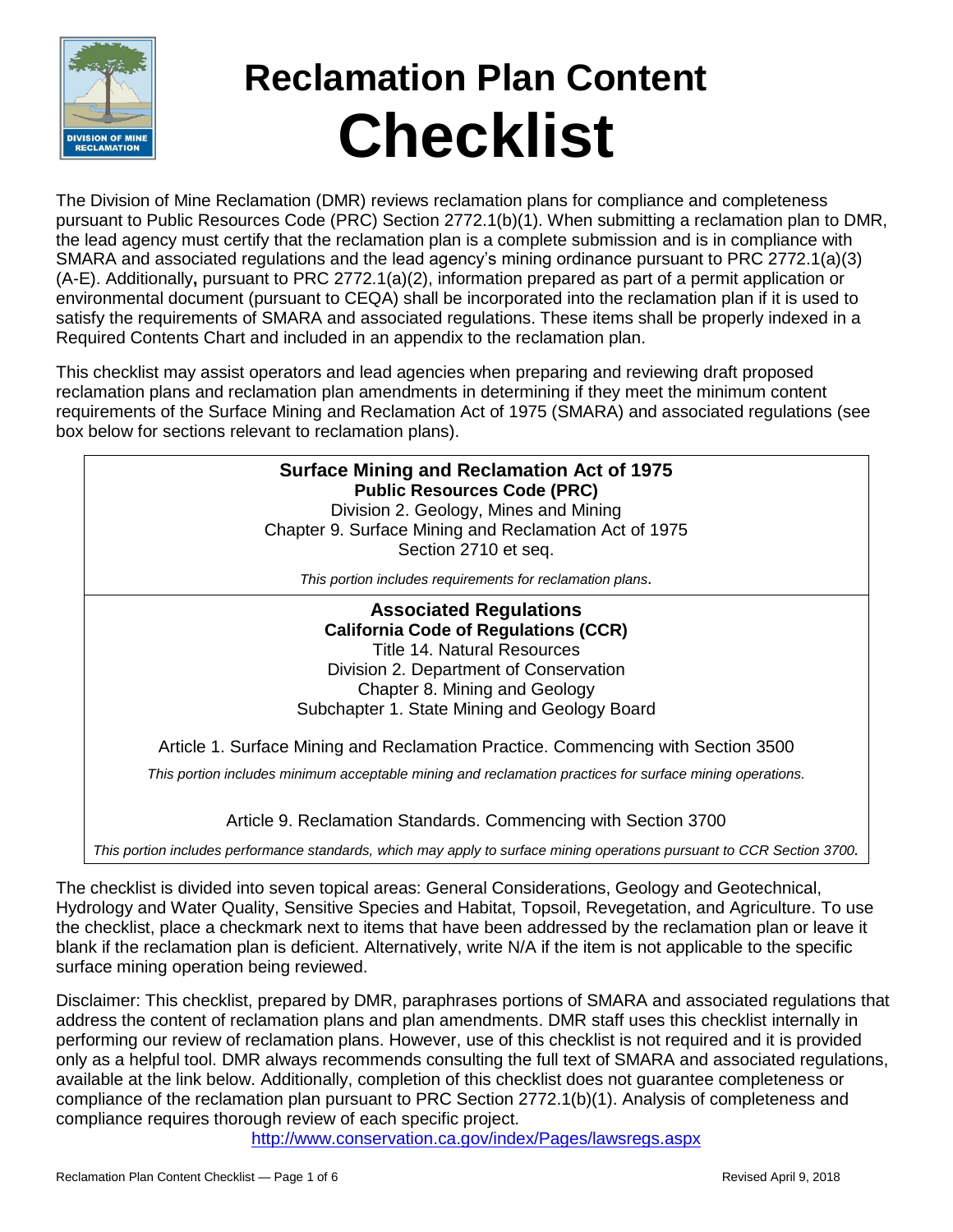# Reclamation Plan Content Checklist

The Division of Mine Reclamation (DMR) reviews reclamation plans for compliance and completeness pursuant to Public Resources Code (PRC) Section 2772.1(b)(1). When submitting a reclamation plan to DMR, the lead agency must certify that the reclamation plan is a complete submission and is in compliance with SMARA and associated regulations and the lead agency's mining ordinance pursuant to PRC 2772.1(a)(3) (A-E). Additionally**,** pursuant to PRC 2772.1(a)(2), information prepared as part of a permit application or environmental document (pursuant to CEQA) shall be incorporated into the reclamation plan if it is used to satisfy the requirements of SMARA and associated regulations. These items shall be properly indexed in a Required Contents Chart and included in an appendix to the reclamation plan.

This checklist may assist operators and lead agencies when preparing and reviewing draft proposed reclamation plans and reclamation plan amendments in determining if they meet the minimum content requirements of the Surface Mining and Reclamation Act of 1975 (SMARA) and associated regulations (see box below for sections relevant to reclamation plans).

**Surface Mining and Reclamation Act of 1975**
**Public Resources Code (PRC)**
Division 2. Geology, Mines and Mining
Chapter 9. Surface Mining and Reclamation Act of 1975
Section 2710 et seq.

*This portion includes requirements for reclamation plans.*

**Associated Regulations**
**California Code of Regulations (CCR)**
Title 14. Natural Resources
Division 2. Department of Conservation
Chapter 8. Mining and Geology
Subchapter 1. State Mining and Geology Board

Article 1. Surface Mining and Reclamation Practice. Commencing with Section 3500

*This portion includes minimum acceptable mining and reclamation practices for surface mining operations.*

Article 9. Reclamation Standards. Commencing with Section 3700

*This portion includes performance standards, which may apply to surface mining operations pursuant to CCR Section 3700.*

The checklist is divided into seven topical areas: General Considerations, Geology and Geotechnical, Hydrology and Water Quality, Sensitive Species and Habitat, Topsoil, Revegetation, and Agriculture. To use the checklist, place a checkmark next to items that have been addressed by the reclamation plan or leave it blank if the reclamation plan is deficient. Alternatively, write N/A if the item is not applicable to the specific surface mining operation being reviewed.

Disclaimer: This checklist, prepared by DMR, paraphrases portions of SMARA and associated regulations that address the content of reclamation plans and plan amendments. DMR staff uses this checklist internally in performing our review of reclamation plans. However, use of this checklist is not required and it is provided only as a helpful tool. DMR always recommends consulting the full text of SMARA and associated regulations, available at the link below. Additionally, completion of this checklist does not guarantee completeness or compliance of the reclamation plan pursuant to PRC Section 2772.1(b)(1). Analysis of completeness and compliance requires thorough review of each specific project.

http://www.conservation.ca.gov/index/Pages/lawsregs.aspx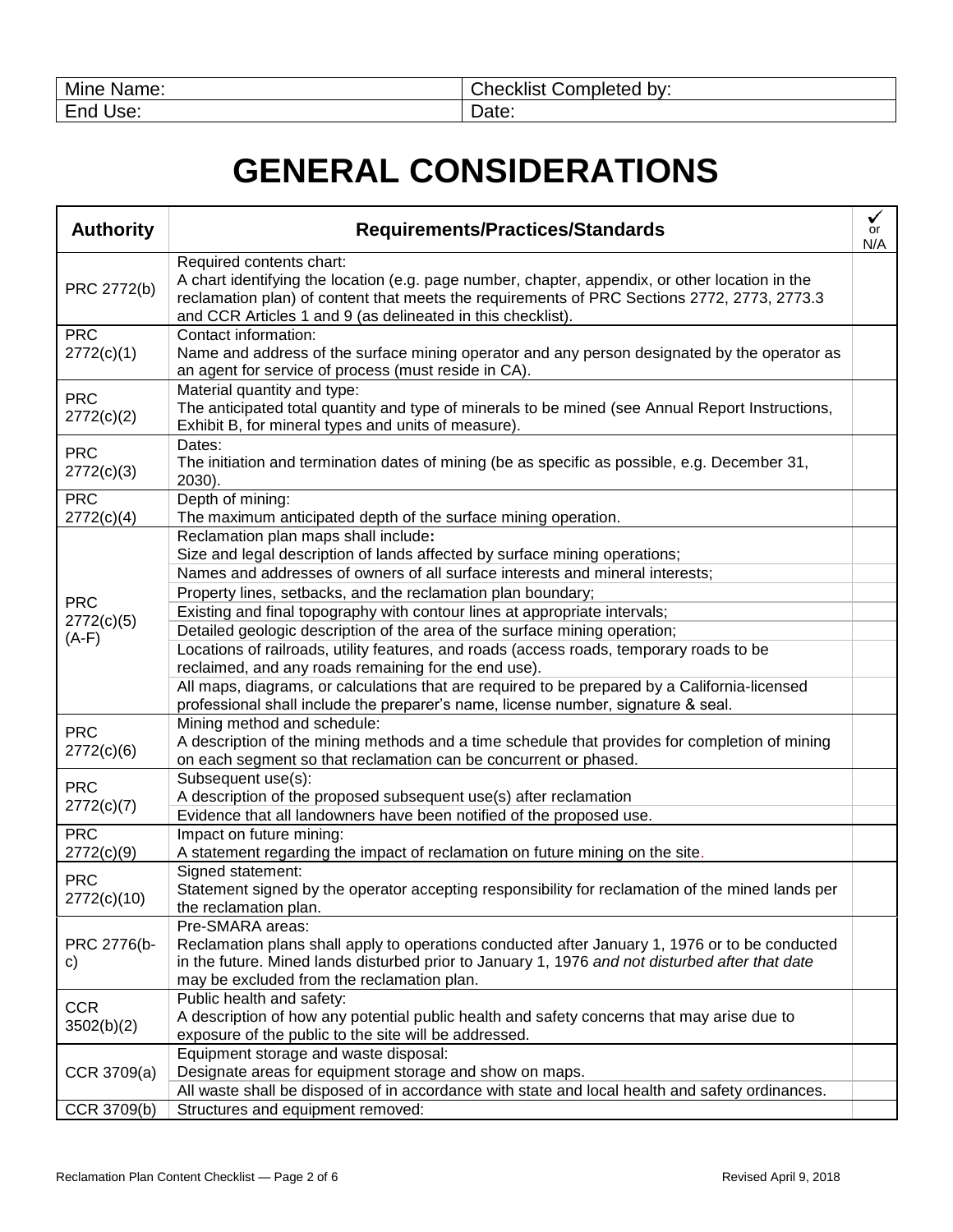| Mine Name: | Checklist Completed by: |
|---|---|
| End Use: | Date: |

# GENERAL CONSIDERATIONS

| Authority | Requirements/Practices/Standards | ✓ or N/A |
|---|---|---|
| PRC 2772(b) | Required contents chart: A chart identifying the location (e.g. page number, chapter, appendix, or other location in the reclamation plan) of content that meets the requirements of PRC Sections 2772, 2773, 2773.3 and CCR Articles 1 and 9 (as delineated in this checklist). | |
| PRC 2772(c)(1) | Contact information: Name and address of the surface mining operator and any person designated by the operator as an agent for service of process (must reside in CA). | |
| PRC 2772(c)(2) | Material quantity and type: The anticipated total quantity and type of minerals to be mined (see Annual Report Instructions, Exhibit B, for mineral types and units of measure). | |
| PRC 2772(c)(3) | Dates: The initiation and termination dates of mining (be as specific as possible, e.g. December 31, 2030). | |
| PRC 2772(c)(4) | Depth of mining: The maximum anticipated depth of the surface mining operation. | |
| PRC 2772(c)(5) (A-F) | Reclamation plan maps shall include**:** Size and legal description of lands affected by surface mining operations; | |
| | Names and addresses of owners of all surface interests and mineral interests; | |
| | Property lines, setbacks, and the reclamation plan boundary; | |
| | Existing and final topography with contour lines at appropriate intervals; | |
| | Detailed geologic description of the area of the surface mining operation; | |
| | Locations of railroads, utility features, and roads (access roads, temporary roads to be reclaimed, and any roads remaining for the end use). | |
| | All maps, diagrams, or calculations that are required to be prepared by a California-licensed professional shall include the preparer's name, license number, signature & seal. | |
| PRC 2772(c)(6) | Mining method and schedule: A description of the mining methods and a time schedule that provides for completion of mining on each segment so that reclamation can be concurrent or phased. | |
| PRC 2772(c)(7) | Subsequent use(s): A description of the proposed subsequent use(s) after reclamation | |
| | Evidence that all landowners have been notified of the proposed use. | |
| PRC 2772(c)(9) | Impact on future mining: A statement regarding the impact of reclamation on future mining on the site. | |
| PRC 2772(c)(10) | Signed statement: Statement signed by the operator accepting responsibility for reclamation of the mined lands per the reclamation plan. | |
| PRC 2776(b-c) | Pre-SMARA areas: Reclamation plans shall apply to operations conducted after January 1, 1976 or to be conducted in the future. Mined lands disturbed prior to January 1, 1976 *and not disturbed after that date* may be excluded from the reclamation plan. | |
| CCR 3502(b)(2) | Public health and safety: A description of how any potential public health and safety concerns that may arise due to exposure of the public to the site will be addressed. | |
| CCR 3709(a) | Equipment storage and waste disposal: Designate areas for equipment storage and show on maps. | |
| | All waste shall be disposed of in accordance with state and local health and safety ordinances. | |
| CCR 3709(b) | Structures and equipment removed: | |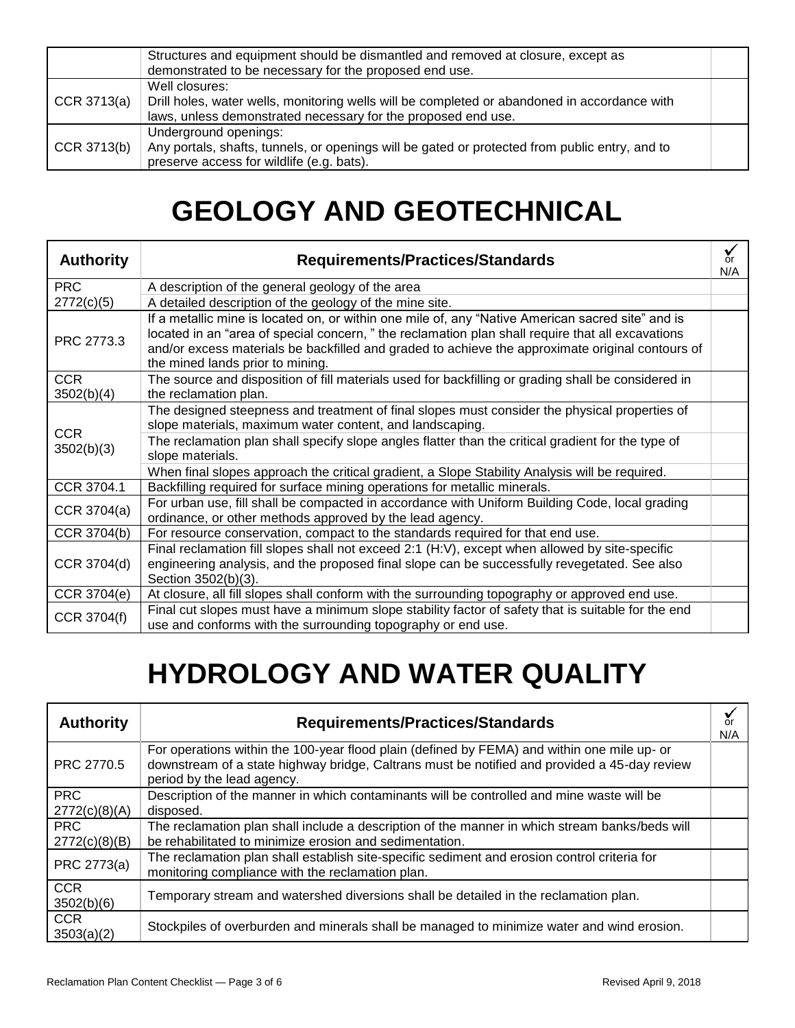| | | |
|---|---|---|
| | Structures and equipment should be dismantled and removed at closure, except as demonstrated to be necessary for the proposed end use. | |
| CCR 3713(a) | Well closures:<br>Drill holes, water wells, monitoring wells will be completed or abandoned in accordance with laws, unless demonstrated necessary for the proposed end use. | |
| CCR 3713(b) | Underground openings:<br>Any portals, shafts, tunnels, or openings will be gated or protected from public entry, and to preserve access for wildlife (e.g. bats). | |

# GEOLOGY AND GEOTECHNICAL

| Authority | Requirements/Practices/Standards | ✓ or N/A |
|---|---|---|
| PRC 2772(c)(5) | A description of the general geology of the area | |
| | A detailed description of the geology of the mine site. | |
| PRC 2773.3 | If a metallic mine is located on, or within one mile of, any "Native American sacred site" and is located in an "area of special concern, " the reclamation plan shall require that all excavations and/or excess materials be backfilled and graded to achieve the approximate original contours of the mined lands prior to mining. | |
| CCR 3502(b)(4) | The source and disposition of fill materials used for backfilling or grading shall be considered in the reclamation plan. | |
| CCR 3502(b)(3) | The designed steepness and treatment of final slopes must consider the physical properties of slope materials, maximum water content, and landscaping. | |
| | The reclamation plan shall specify slope angles flatter than the critical gradient for the type of slope materials. | |
| | When final slopes approach the critical gradient, a Slope Stability Analysis will be required. | |
| CCR 3704.1 | Backfilling required for surface mining operations for metallic minerals. | |
| CCR 3704(a) | For urban use, fill shall be compacted in accordance with Uniform Building Code, local grading ordinance, or other methods approved by the lead agency. | |
| CCR 3704(b) | For resource conservation, compact to the standards required for that end use. | |
| CCR 3704(d) | Final reclamation fill slopes shall not exceed 2:1 (H:V), except when allowed by site-specific engineering analysis, and the proposed final slope can be successfully revegetated. See also Section 3502(b)(3). | |
| CCR 3704(e) | At closure, all fill slopes shall conform with the surrounding topography or approved end use. | |
| CCR 3704(f) | Final cut slopes must have a minimum slope stability factor of safety that is suitable for the end use and conforms with the surrounding topography or end use. | |

# HYDROLOGY AND WATER QUALITY

| Authority | Requirements/Practices/Standards | ✓ or N/A |
|---|---|---|
| PRC 2770.5 | For operations within the 100-year flood plain (defined by FEMA) and within one mile up- or downstream of a state highway bridge, Caltrans must be notified and provided a 45-day review period by the lead agency. | |
| PRC 2772(c)(8)(A) | Description of the manner in which contaminants will be controlled and mine waste will be disposed. | |
| PRC 2772(c)(8)(B) | The reclamation plan shall include a description of the manner in which stream banks/beds will be rehabilitated to minimize erosion and sedimentation. | |
| PRC 2773(a) | The reclamation plan shall establish site-specific sediment and erosion control criteria for monitoring compliance with the reclamation plan. | |
| CCR 3502(b)(6) | Temporary stream and watershed diversions shall be detailed in the reclamation plan. | |
| CCR 3503(a)(2) | Stockpiles of overburden and minerals shall be managed to minimize water and wind erosion. | |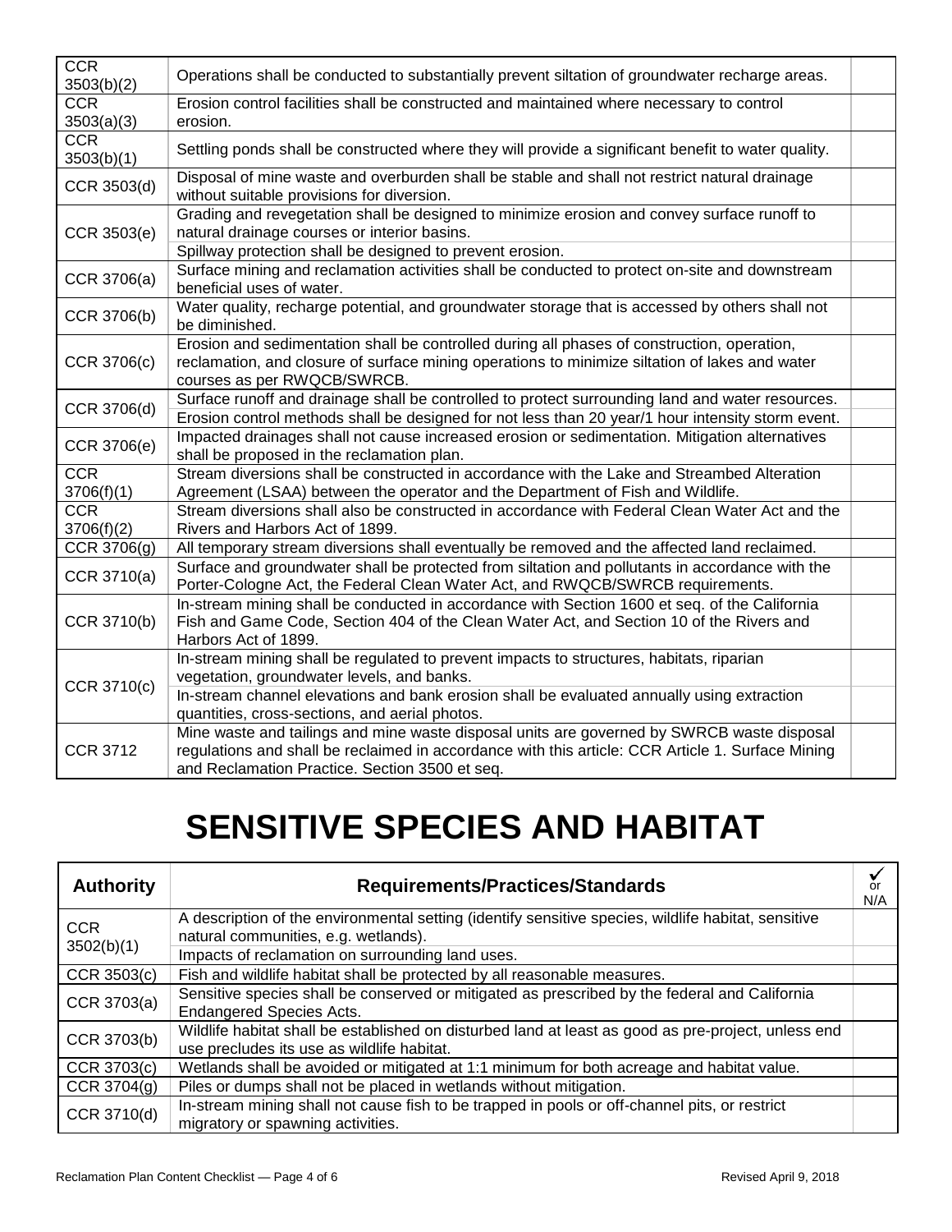| | | |
|---|---|---|
| CCR 3503(b)(2) | Operations shall be conducted to substantially prevent siltation of groundwater recharge areas. | |
| CCR 3503(a)(3) | Erosion control facilities shall be constructed and maintained where necessary to control erosion. | |
| CCR 3503(b)(1) | Settling ponds shall be constructed where they will provide a significant benefit to water quality. | |
| CCR 3503(d) | Disposal of mine waste and overburden shall be stable and shall not restrict natural drainage without suitable provisions for diversion. | |
| CCR 3503(e) | Grading and revegetation shall be designed to minimize erosion and convey surface runoff to natural drainage courses or interior basins. | |
| | Spillway protection shall be designed to prevent erosion. | |
| CCR 3706(a) | Surface mining and reclamation activities shall be conducted to protect on-site and downstream beneficial uses of water. | |
| CCR 3706(b) | Water quality, recharge potential, and groundwater storage that is accessed by others shall not be diminished. | |
| CCR 3706(c) | Erosion and sedimentation shall be controlled during all phases of construction, operation, reclamation, and closure of surface mining operations to minimize siltation of lakes and water courses as per RWQCB/SWRCB. | |
| CCR 3706(d) | Surface runoff and drainage shall be controlled to protect surrounding land and water resources. | |
| | Erosion control methods shall be designed for not less than 20 year/1 hour intensity storm event. | |
| CCR 3706(e) | Impacted drainages shall not cause increased erosion or sedimentation. Mitigation alternatives shall be proposed in the reclamation plan. | |
| CCR 3706(f)(1) | Stream diversions shall be constructed in accordance with the Lake and Streambed Alteration Agreement (LSAA) between the operator and the Department of Fish and Wildlife. | |
| CCR 3706(f)(2) | Stream diversions shall also be constructed in accordance with Federal Clean Water Act and the Rivers and Harbors Act of 1899. | |
| CCR 3706(g) | All temporary stream diversions shall eventually be removed and the affected land reclaimed. | |
| CCR 3710(a) | Surface and groundwater shall be protected from siltation and pollutants in accordance with the Porter-Cologne Act, the Federal Clean Water Act, and RWQCB/SWRCB requirements. | |
| CCR 3710(b) | In-stream mining shall be conducted in accordance with Section 1600 et seq. of the California Fish and Game Code, Section 404 of the Clean Water Act, and Section 10 of the Rivers and Harbors Act of 1899. | |
| CCR 3710(c) | In-stream mining shall be regulated to prevent impacts to structures, habitats, riparian vegetation, groundwater levels, and banks. | |
| | In-stream channel elevations and bank erosion shall be evaluated annually using extraction quantities, cross-sections, and aerial photos. | |
| CCR 3712 | Mine waste and tailings and mine waste disposal units are governed by SWRCB waste disposal regulations and shall be reclaimed in accordance with this article: CCR Article 1. Surface Mining and Reclamation Practice. Section 3500 et seq. | |

# SENSITIVE SPECIES AND HABITAT

| Authority | Requirements/Practices/Standards | ✓ or N/A |
|---|---|---|
| CCR 3502(b)(1) | A description of the environmental setting (identify sensitive species, wildlife habitat, sensitive natural communities, e.g. wetlands). | |
| | Impacts of reclamation on surrounding land uses. | |
| CCR 3503(c) | Fish and wildlife habitat shall be protected by all reasonable measures. | |
| CCR 3703(a) | Sensitive species shall be conserved or mitigated as prescribed by the federal and California Endangered Species Acts. | |
| CCR 3703(b) | Wildlife habitat shall be established on disturbed land at least as good as pre-project, unless end use precludes its use as wildlife habitat. | |
| CCR 3703(c) | Wetlands shall be avoided or mitigated at 1:1 minimum for both acreage and habitat value. | |
| CCR 3704(g) | Piles or dumps shall not be placed in wetlands without mitigation. | |
| CCR 3710(d) | In-stream mining shall not cause fish to be trapped in pools or off-channel pits, or restrict migratory or spawning activities. | |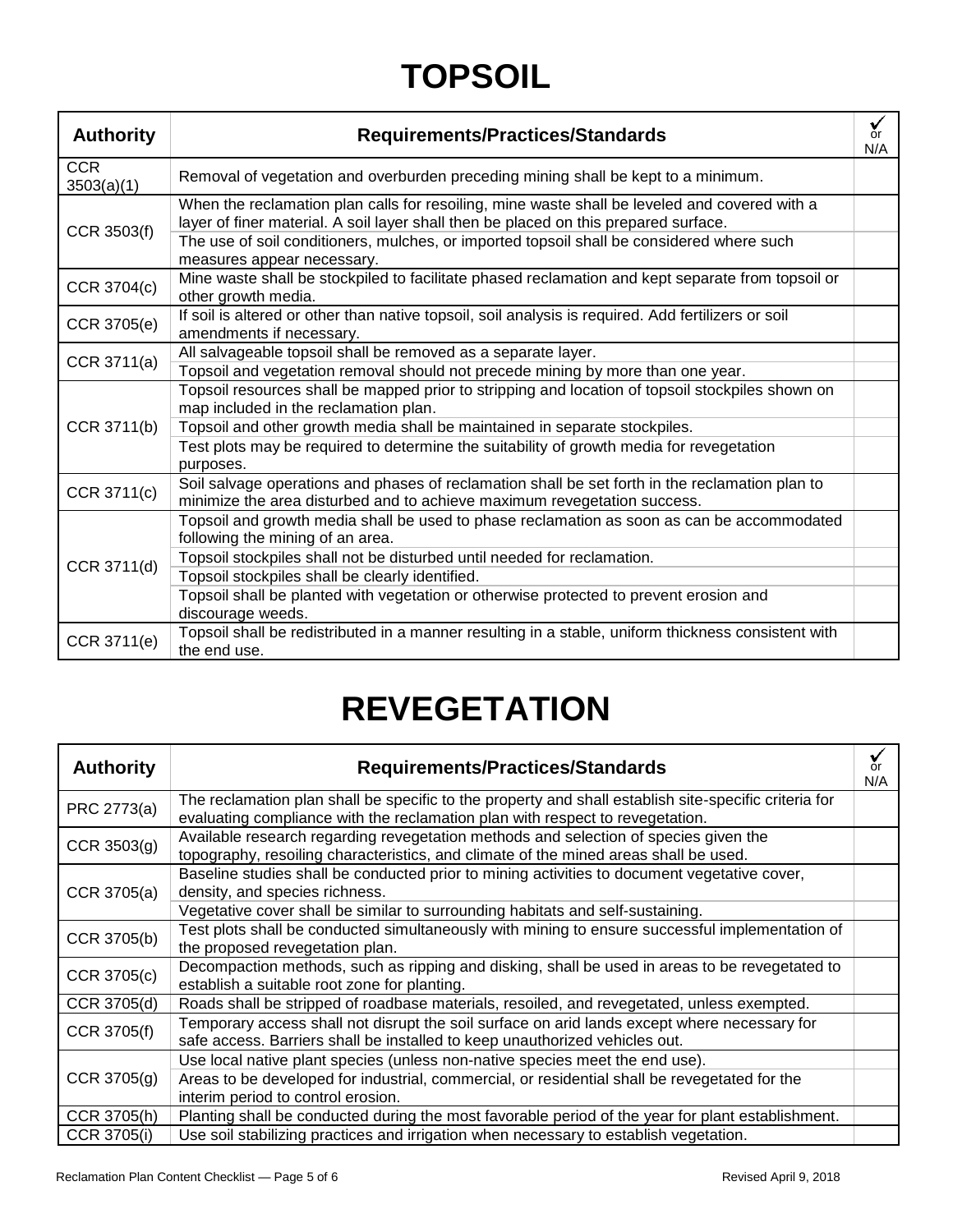# TOPSOIL

| Authority | Requirements/Practices/Standards | ✓ or N/A |
|---|---|---|
| CCR 3503(a)(1) | Removal of vegetation and overburden preceding mining shall be kept to a minimum. | |
| CCR 3503(f) | When the reclamation plan calls for resoiling, mine waste shall be leveled and covered with a layer of finer material. A soil layer shall then be placed on this prepared surface. | |
| | The use of soil conditioners, mulches, or imported topsoil shall be considered where such measures appear necessary. | |
| CCR 3704(c) | Mine waste shall be stockpiled to facilitate phased reclamation and kept separate from topsoil or other growth media. | |
| CCR 3705(e) | If soil is altered or other than native topsoil, soil analysis is required. Add fertilizers or soil amendments if necessary. | |
| CCR 3711(a) | All salvageable topsoil shall be removed as a separate layer. | |
| | Topsoil and vegetation removal should not precede mining by more than one year. | |
| CCR 3711(b) | Topsoil resources shall be mapped prior to stripping and location of topsoil stockpiles shown on map included in the reclamation plan. | |
| | Topsoil and other growth media shall be maintained in separate stockpiles. | |
| | Test plots may be required to determine the suitability of growth media for revegetation purposes. | |
| CCR 3711(c) | Soil salvage operations and phases of reclamation shall be set forth in the reclamation plan to minimize the area disturbed and to achieve maximum revegetation success. | |
| CCR 3711(d) | Topsoil and growth media shall be used to phase reclamation as soon as can be accommodated following the mining of an area. | |
| | Topsoil stockpiles shall not be disturbed until needed for reclamation. | |
| | Topsoil stockpiles shall be clearly identified. | |
| | Topsoil shall be planted with vegetation or otherwise protected to prevent erosion and discourage weeds. | |
| CCR 3711(e) | Topsoil shall be redistributed in a manner resulting in a stable, uniform thickness consistent with the end use. | |

# REVEGETATION

| Authority | Requirements/Practices/Standards | ✓ or N/A |
|---|---|---|
| PRC 2773(a) | The reclamation plan shall be specific to the property and shall establish site-specific criteria for evaluating compliance with the reclamation plan with respect to revegetation. | |
| CCR 3503(g) | Available research regarding revegetation methods and selection of species given the topography, resoiling characteristics, and climate of the mined areas shall be used. | |
| CCR 3705(a) | Baseline studies shall be conducted prior to mining activities to document vegetative cover, density, and species richness. | |
| | Vegetative cover shall be similar to surrounding habitats and self-sustaining. | |
| CCR 3705(b) | Test plots shall be conducted simultaneously with mining to ensure successful implementation of the proposed revegetation plan. | |
| CCR 3705(c) | Decompaction methods, such as ripping and disking, shall be used in areas to be revegetated to establish a suitable root zone for planting. | |
| CCR 3705(d) | Roads shall be stripped of roadbase materials, resoiled, and revegetated, unless exempted. | |
| CCR 3705(f) | Temporary access shall not disrupt the soil surface on arid lands except where necessary for safe access. Barriers shall be installed to keep unauthorized vehicles out. | |
| CCR 3705(g) | Use local native plant species (unless non-native species meet the end use). | |
| | Areas to be developed for industrial, commercial, or residential shall be revegetated for the interim period to control erosion. | |
| CCR 3705(h) | Planting shall be conducted during the most favorable period of the year for plant establishment. | |
| CCR 3705(i) | Use soil stabilizing practices and irrigation when necessary to establish vegetation. | |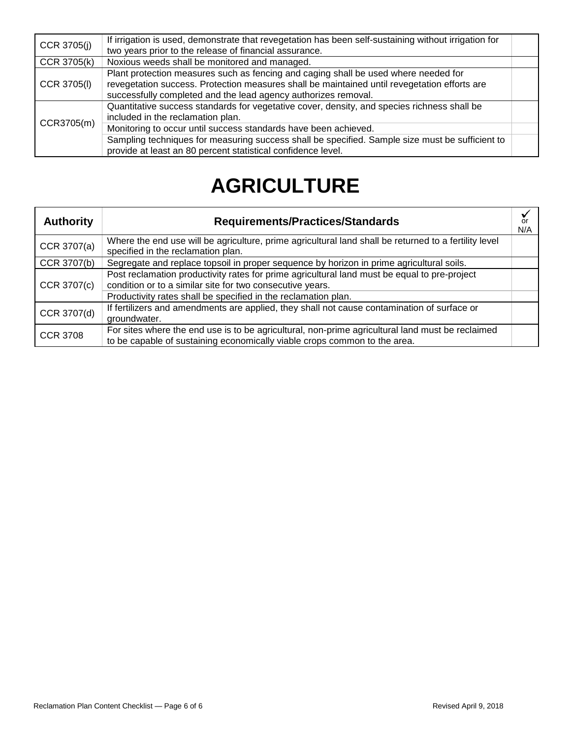| | | |
|---|---|---|
| CCR 3705(j) | If irrigation is used, demonstrate that revegetation has been self-sustaining without irrigation for two years prior to the release of financial assurance. | |
| CCR 3705(k) | Noxious weeds shall be monitored and managed. | |
| CCR 3705(l) | Plant protection measures such as fencing and caging shall be used where needed for revegetation success. Protection measures shall be maintained until revegetation efforts are successfully completed and the lead agency authorizes removal. | |
| CCR3705(m) | Quantitative success standards for vegetative cover, density, and species richness shall be included in the reclamation plan. | |
| | Monitoring to occur until success standards have been achieved. | |
| | Sampling techniques for measuring success shall be specified. Sample size must be sufficient to provide at least an 80 percent statistical confidence level. | |

# AGRICULTURE

| Authority | Requirements/Practices/Standards | ✓ or N/A |
|---|---|---|
| CCR 3707(a) | Where the end use will be agriculture, prime agricultural land shall be returned to a fertility level specified in the reclamation plan. | |
| CCR 3707(b) | Segregate and replace topsoil in proper sequence by horizon in prime agricultural soils. | |
| CCR 3707(c) | Post reclamation productivity rates for prime agricultural land must be equal to pre-project condition or to a similar site for two consecutive years. | |
| | Productivity rates shall be specified in the reclamation plan. | |
| CCR 3707(d) | If fertilizers and amendments are applied, they shall not cause contamination of surface or groundwater. | |
| CCR 3708 | For sites where the end use is to be agricultural, non-prime agricultural land must be reclaimed to be capable of sustaining economically viable crops common to the area. | |